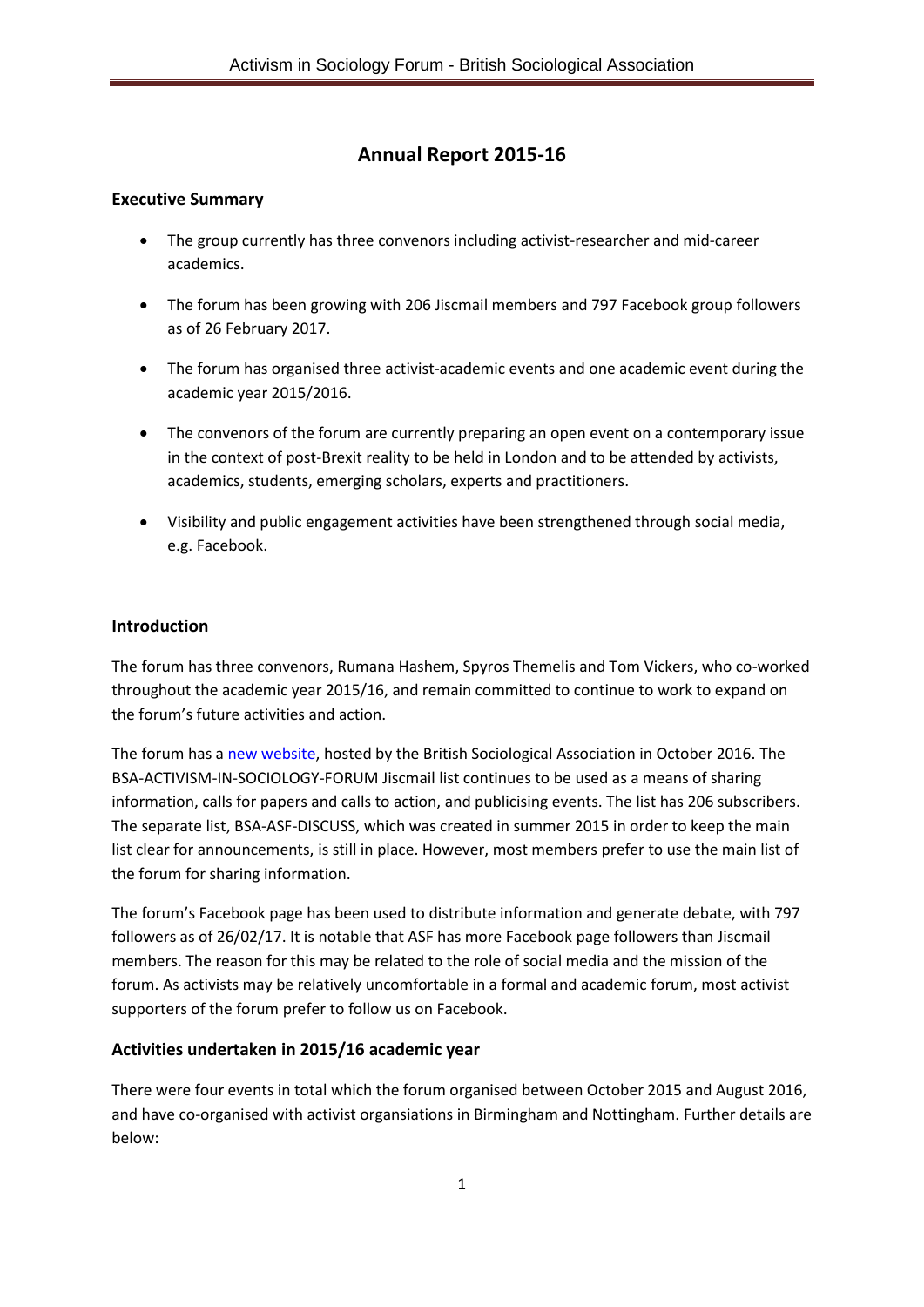# Annual Report 2015-16

## Executive Summary

- The group currently has three convenors including activist-researcher and mid-career academics.
- The forum has been growing with 206 Jiscmail members and 797 Facebook group followers as of 26 February 2017.
- The forum has organised three activist-academic events and one academic event during the academic year 2015/2016.
- The convenors of the forum are currently preparing an open event on a contemporary issue in the context of post-Brexit reality to be held in London and to be attended by activists, academics, students, emerging scholars, experts and practitioners.
- Visibility and public engagement activities have been strengthened through social media, e.g. Facebook.

## Introduction

The forum has three convenors, Rumana Hashem, Spyros Themelis and Tom Vickers, who co-worked throughout the academic year 2015/16, and remain committed to continue to work to expand on the forum's future activities and action.

The forum has a new website, hosted by the British Sociological Association in October 2016. The BSA-ACTIVISM-IN-SOCIOLOGY-FORUM Jiscmail list continues to be used as a means of sharing information, calls for papers and calls to action, and publicising events. The list has 206 subscribers. The separate list, BSA-ASF-DISCUSS, which was created in summer 2015 in order to keep the main list clear for announcements, is still in place. However, most members prefer to use the main list of the forum for sharing information.

The forum's Facebook page has been used to distribute information and generate debate, with 797 followers as of 26/02/17. It is notable that ASF has more Facebook page followers than Jiscmail members. The reason for this may be related to the role of social media and the mission of the forum. As activists may be relatively uncomfortable in a formal and academic forum, most activist supporters of the forum prefer to follow us on Facebook.

## Activities undertaken in 2015/16 academic year

There were four events in total which the forum organised between October 2015 and August 2016, and have co-organised with activist organisations in Birmingham and Nottingham. Further details are below: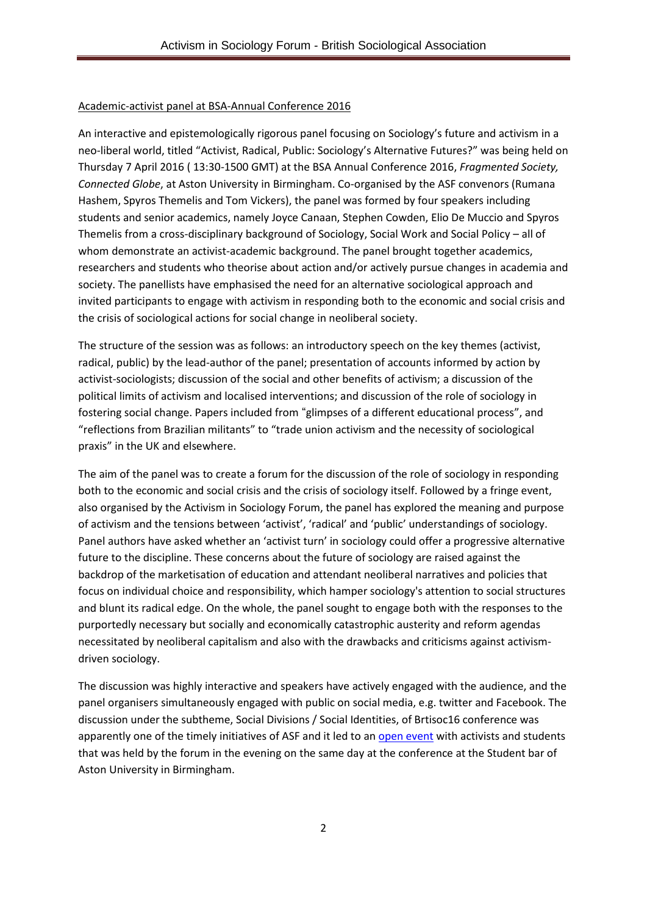Academic-activist panel at BSA-Annual Conference 2016

An interactive and epistemologically rigorous panel focusing on Sociology's future and activism in a neo-liberal world, titled "Activist, Radical, Public: Sociology's Alternative Futures?" was being held on Thursday 7 April 2016 ( 13:30-1500 GMT) at the BSA Annual Conference 2016, *Fragmented Society, Connected Globe*, at Aston University in Birmingham. Co-organised by the ASF convenors (Rumana Hashem, Spyros Themelis and Tom Vickers), the panel was formed by four speakers including students and senior academics, namely Joyce Canaan, Stephen Cowden, Elio De Muccio and Spyros Themelis from a cross-disciplinary background of Sociology, Social Work and Social Policy – all of whom demonstrate an activist-academic background. The panel brought together academics, researchers and students who theorise about action and/or actively pursue changes in academia and society. The panellists have emphasised the need for an alternative sociological approach and invited participants to engage with activism in responding both to the economic and social crisis and the crisis of sociological actions for social change in neoliberal society.

The structure of the session was as follows: an introductory speech on the key themes (activist, radical, public) by the lead-author of the panel; presentation of accounts informed by action by activist-sociologists; discussion of the social and other benefits of activism; a discussion of the political limits of activism and localised interventions; and discussion of the role of sociology in fostering social change. Papers included from "glimpses of a different educational process", and "reflections from Brazilian militants" to "trade union activism and the necessity of sociological praxis" in the UK and elsewhere.

The aim of the panel was to create a forum for the discussion of the role of sociology in responding both to the economic and social crisis and the crisis of sociology itself. Followed by a fringe event, also organised by the Activism in Sociology Forum, the panel has explored the meaning and purpose of activism and the tensions between 'activist', 'radical' and 'public' understandings of sociology. Panel authors have asked whether an 'activist turn' in sociology could offer a progressive alternative future to the discipline. These concerns about the future of sociology are raised against the backdrop of the marketisation of education and attendant neoliberal narratives and policies that focus on individual choice and responsibility, which hamper sociology's attention to social structures and blunt its radical edge. On the whole, the panel sought to engage both with the responses to the purportedly necessary but socially and economically catastrophic austerity and reform agendas necessitated by neoliberal capitalism and also with the drawbacks and criticisms against activism-driven sociology.

The discussion was highly interactive and speakers have actively engaged with the audience, and the panel organisers simultaneously engaged with public on social media, e.g. twitter and Facebook. The discussion under the subtheme, Social Divisions / Social Identities, of Brtisoc16 conference was apparently one of the timely initiatives of ASF and it led to an open event with activists and students that was held by the forum in the evening on the same day at the conference at the Student bar of Aston University in Birmingham.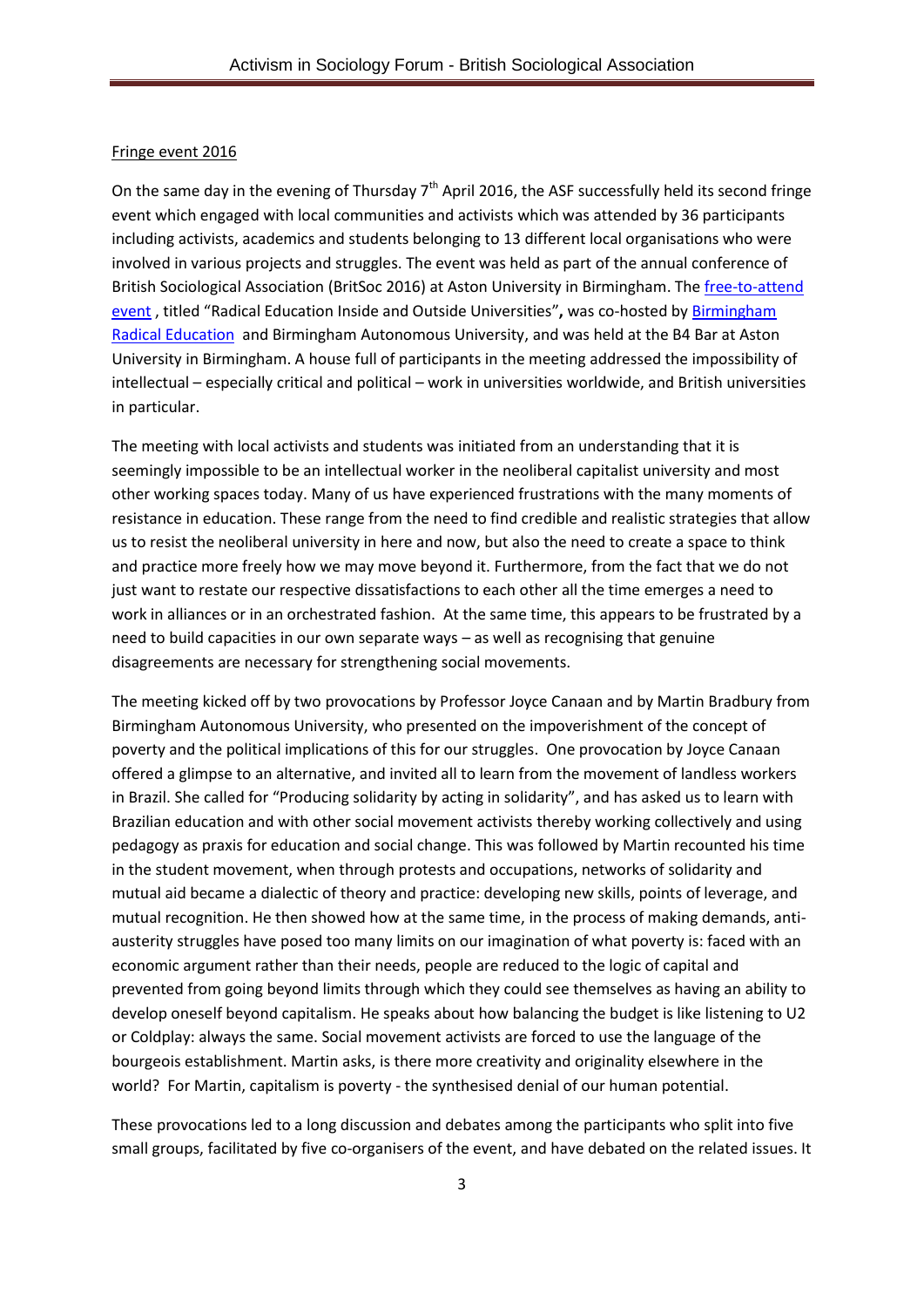Fringe event 2016

On the same day in the evening of Thursday 7th April 2016, the ASF successfully held its second fringe event which engaged with local communities and activists which was attended by 36 participants including activists, academics and students belonging to 13 different local organisations who were involved in various projects and struggles. The event was held as part of the annual conference of British Sociological Association (BritSoc 2016) at Aston University in Birmingham. The free-to-attend event , titled "Radical Education Inside and Outside Universities"**,** was co-hosted by Birmingham Radical Education and Birmingham Autonomous University, and was held at the B4 Bar at Aston University in Birmingham. A house full of participants in the meeting addressed the impossibility of intellectual – especially critical and political – work in universities worldwide, and British universities in particular.

The meeting with local activists and students was initiated from an understanding that it is seemingly impossible to be an intellectual worker in the neoliberal capitalist university and most other working spaces today. Many of us have experienced frustrations with the many moments of resistance in education. These range from the need to find credible and realistic strategies that allow us to resist the neoliberal university in here and now, but also the need to create a space to think and practice more freely how we may move beyond it. Furthermore, from the fact that we do not just want to restate our respective dissatisfactions to each other all the time emerges a need to work in alliances or in an orchestrated fashion. At the same time, this appears to be frustrated by a need to build capacities in our own separate ways – as well as recognising that genuine disagreements are necessary for strengthening social movements.

The meeting kicked off by two provocations by Professor Joyce Canaan and by Martin Bradbury from Birmingham Autonomous University, who presented on the impoverishment of the concept of poverty and the political implications of this for our struggles. One provocation by Joyce Canaan offered a glimpse to an alternative, and invited all to learn from the movement of landless workers in Brazil. She called for "Producing solidarity by acting in solidarity", and has asked us to learn with Brazilian education and with other social movement activists thereby working collectively and using pedagogy as praxis for education and social change. This was followed by Martin recounted his time in the student movement, when through protests and occupations, networks of solidarity and mutual aid became a dialectic of theory and practice: developing new skills, points of leverage, and mutual recognition. He then showed how at the same time, in the process of making demands, anti-austerity struggles have posed too many limits on our imagination of what poverty is: faced with an economic argument rather than their needs, people are reduced to the logic of capital and prevented from going beyond limits through which they could see themselves as having an ability to develop oneself beyond capitalism. He speaks about how balancing the budget is like listening to U2 or Coldplay: always the same. Social movement activists are forced to use the language of the bourgeois establishment. Martin asks, is there more creativity and originality elsewhere in the world? For Martin, capitalism is poverty - the synthesised denial of our human potential.

These provocations led to a long discussion and debates among the participants who split into five small groups, facilitated by five co-organisers of the event, and have debated on the related issues. It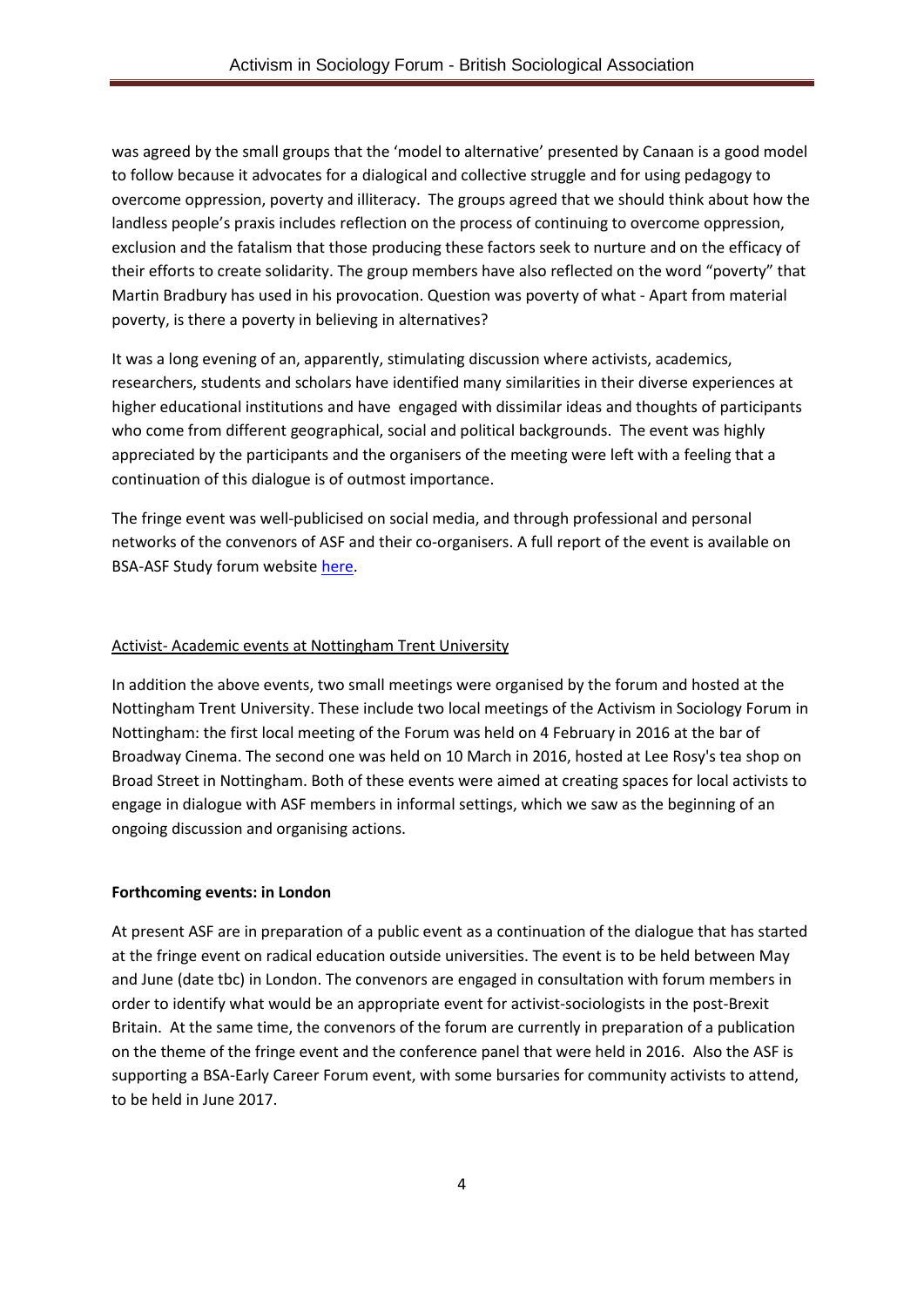was agreed by the small groups that the 'model to alternative' presented by Canaan is a good model to follow because it advocates for a dialogical and collective struggle and for using pedagogy to overcome oppression, poverty and illiteracy. The groups agreed that we should think about how the landless people's praxis includes reflection on the process of continuing to overcome oppression, exclusion and the fatalism that those producing these factors seek to nurture and on the efficacy of their efforts to create solidarity. The group members have also reflected on the word "poverty" that Martin Bradbury has used in his provocation. Question was poverty of what - Apart from material poverty, is there a poverty in believing in alternatives?

It was a long evening of an, apparently, stimulating discussion where activists, academics, researchers, students and scholars have identified many similarities in their diverse experiences at higher educational institutions and have engaged with dissimilar ideas and thoughts of participants who come from different geographical, social and political backgrounds. The event was highly appreciated by the participants and the organisers of the meeting were left with a feeling that a continuation of this dialogue is of outmost importance.

The fringe event was well-publicised on social media, and through professional and personal networks of the convenors of ASF and their co-organisers. A full report of the event is available on BSA-ASF Study forum website here.

Activist- Academic events at Nottingham Trent University

In addition the above events, two small meetings were organised by the forum and hosted at the Nottingham Trent University. These include two local meetings of the Activism in Sociology Forum in Nottingham: the first local meeting of the Forum was held on 4 February in 2016 at the bar of Broadway Cinema. The second one was held on 10 March in 2016, hosted at Lee Rosy's tea shop on Broad Street in Nottingham. Both of these events were aimed at creating spaces for local activists to engage in dialogue with ASF members in informal settings, which we saw as the beginning of an ongoing discussion and organising actions.

**Forthcoming events: in London**

At present ASF are in preparation of a public event as a continuation of the dialogue that has started at the fringe event on radical education outside universities. The event is to be held between May and June (date tbc) in London. The convenors are engaged in consultation with forum members in order to identify what would be an appropriate event for activist-sociologists in the post-Brexit Britain. At the same time, the convenors of the forum are currently in preparation of a publication on the theme of the fringe event and the conference panel that were held in 2016. Also the ASF is supporting a BSA-Early Career Forum event, with some bursaries for community activists to attend, to be held in June 2017.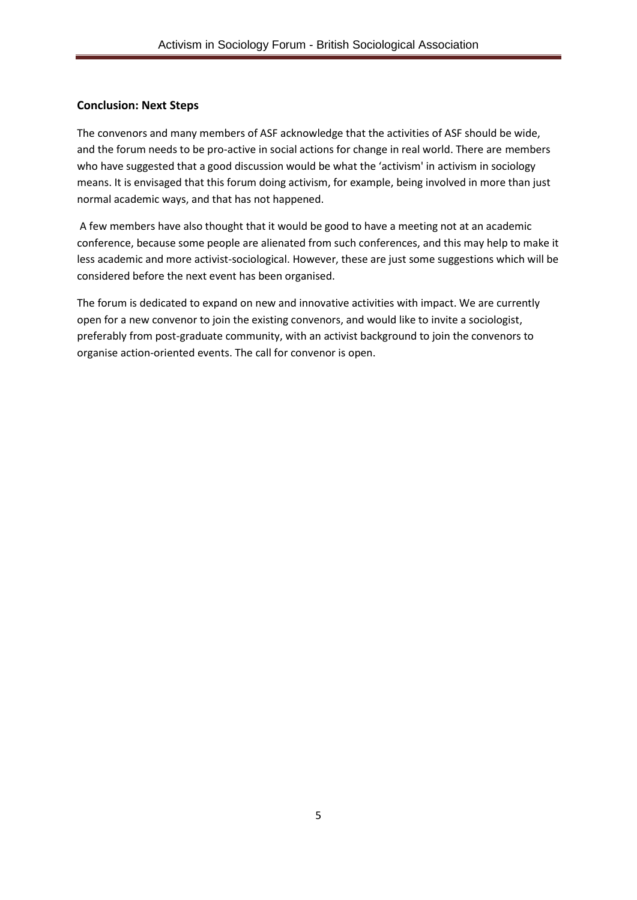## Conclusion: Next Steps

The convenors and many members of ASF acknowledge that the activities of ASF should be wide, and the forum needs to be pro-active in social actions for change in real world. There are members who have suggested that a good discussion would be what the 'activism' in activism in sociology means. It is envisaged that this forum doing activism, for example, being involved in more than just normal academic ways, and that has not happened.

A few members have also thought that it would be good to have a meeting not at an academic conference, because some people are alienated from such conferences, and this may help to make it less academic and more activist-sociological. However, these are just some suggestions which will be considered before the next event has been organised.

The forum is dedicated to expand on new and innovative activities with impact. We are currently open for a new convenor to join the existing convenors, and would like to invite a sociologist, preferably from post-graduate community, with an activist background to join the convenors to organise action-oriented events. The call for convenor is open.